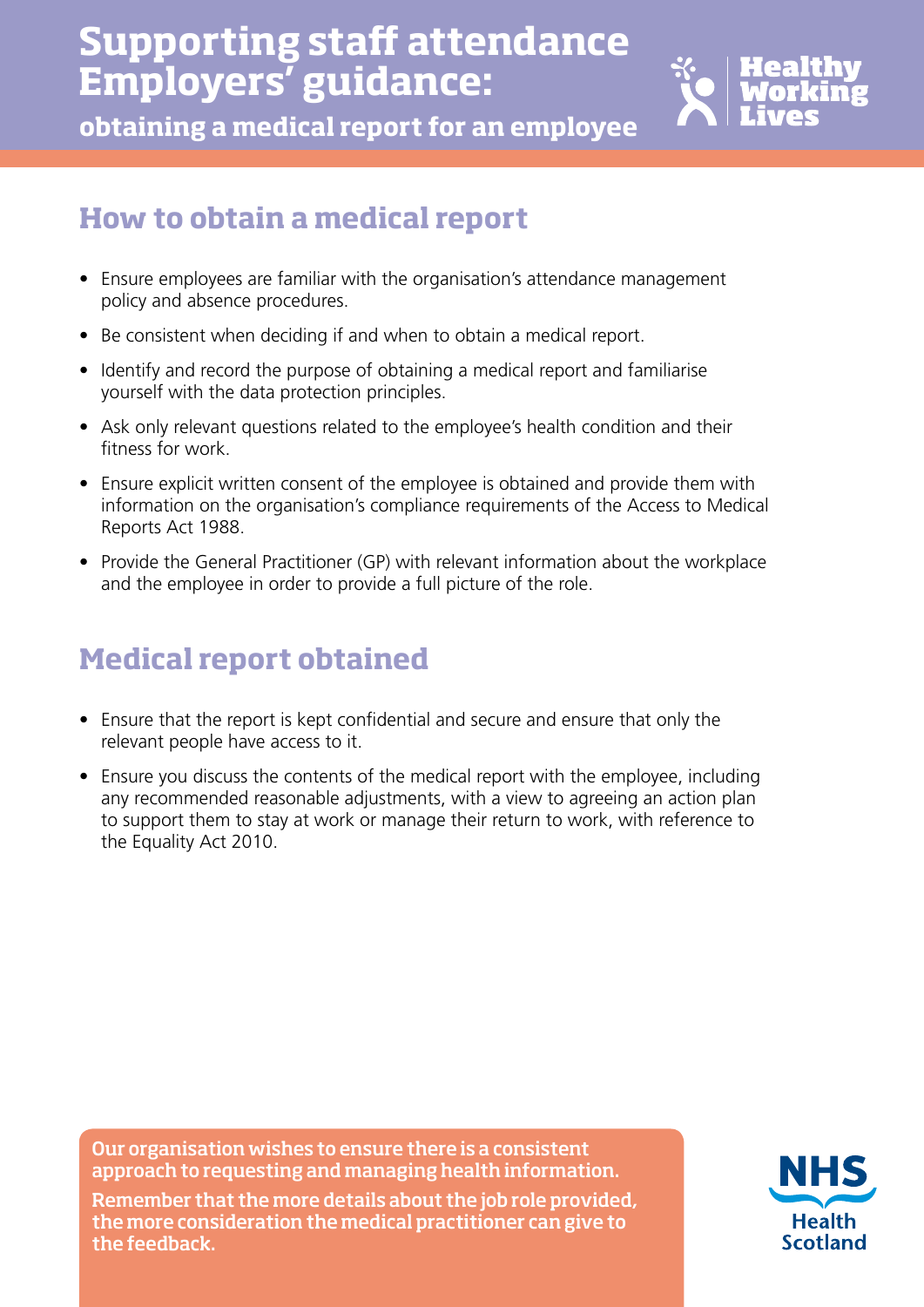# Supporting staff attendance Employers' guidance:

**obtaining a medical report for an employee**

Healthy Working Lives

## How to obtain a medical report

- Ensure employees are familiar with the organisation's attendance management policy and absence procedures.
- Be consistent when deciding if and when to obtain a medical report.
- Identify and record the purpose of obtaining a medical report and familiarise yourself with the data protection principles.
- Ask only relevant questions related to the employee's health condition and their fitness for work.
- Ensure explicit written consent of the employee is obtained and provide them with information on the organisation's compliance requirements of the Access to Medical Reports Act 1988.
- Provide the General Practitioner (GP) with relevant information about the workplace and the employee in order to provide a full picture of the role.

## Medical report obtained

- Ensure that the report is kept confidential and secure and ensure that only the relevant people have access to it.
- Ensure you discuss the contents of the medical report with the employee, including any recommended reasonable adjustments, with a view to agreeing an action plan to support them to stay at work or manage their return to work, with reference to the Equality Act 2010.

**Our organisation wishes to ensure there is a consistent approach to requesting and managing health information.**

**Remember that the more details about the job role provided, the more consideration the medical practitioner can give to the feedback.**

NHS Health Scotland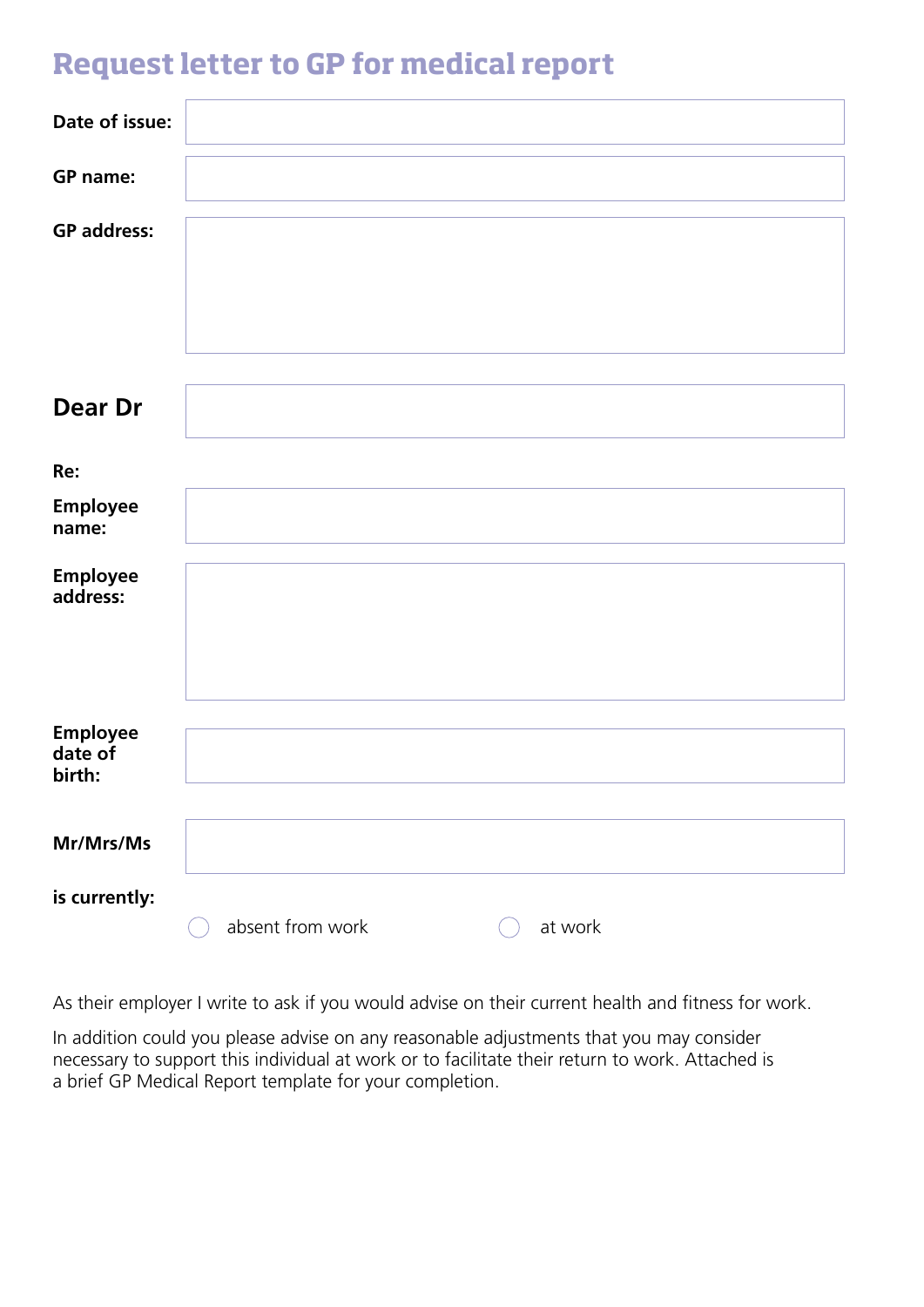# Request letter to GP for medical report

**Date of issue:**

**GP name:**

**GP address:**

## Dear Dr

**Re:**

**Employee name:**

**Employee address:**

**Employee date of birth:**

**Mr/Mrs/Ms**

**is currently:**

- ○ absent from work
- ○ at work

As their employer I write to ask if you would advise on their current health and fitness for work.

In addition could you please advise on any reasonable adjustments that you may consider necessary to support this individual at work or to facilitate their return to work. Attached is a brief GP Medical Report template for your completion.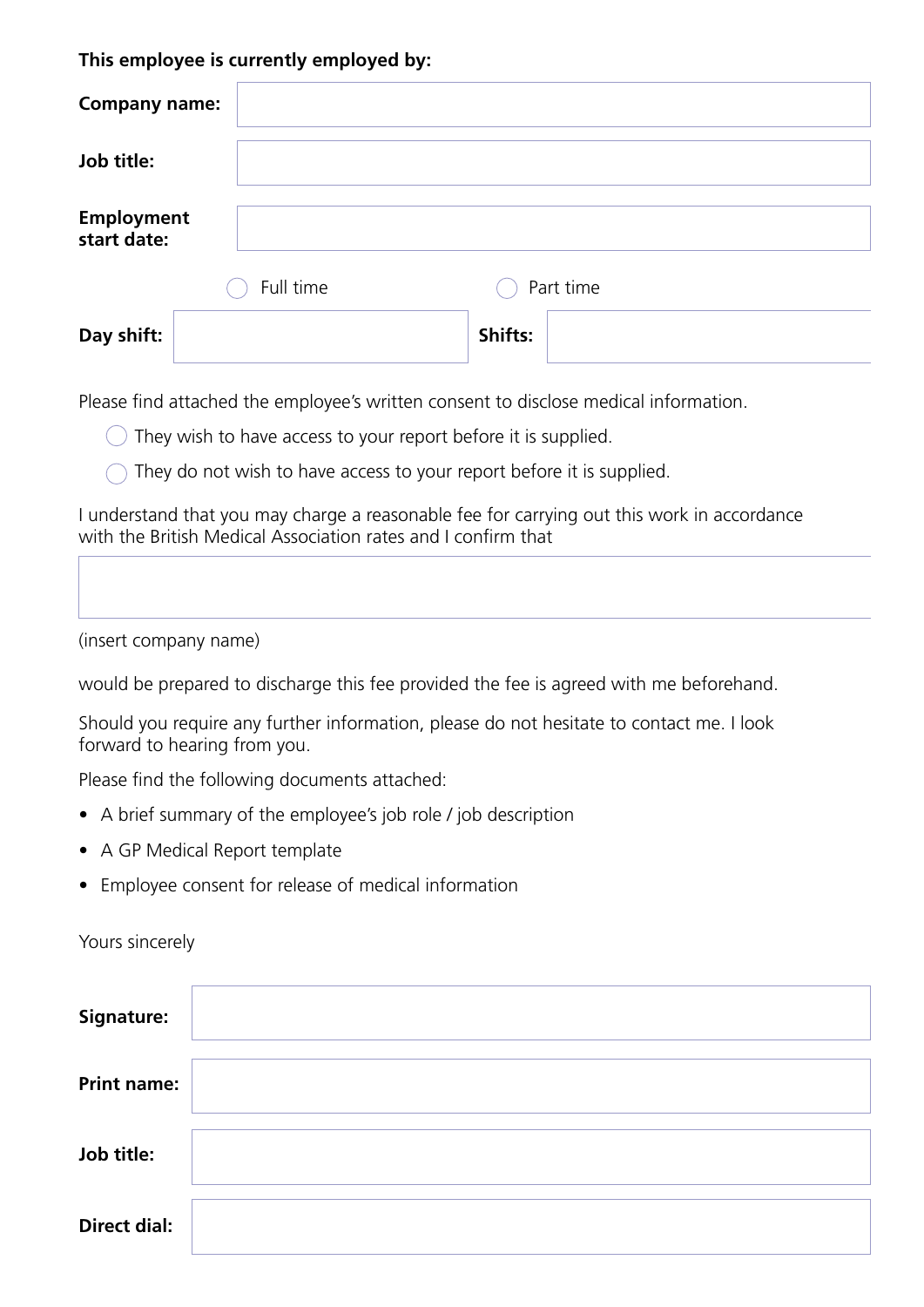**This employee is currently employed by:**

| | |
|---|---|
| **Company name:** | |
| **Job title:** | |
| **Employment start date:** | |

◯ Full time ◯ Part time

| | | | |
|---|---|---|---|
| **Day shift:** | | **Shifts:** | |

Please find attached the employee's written consent to disclose medical information.

◯ They wish to have access to your report before it is supplied.

◯ They do not wish to have access to your report before it is supplied.

I understand that you may charge a reasonable fee for carrying out this work in accordance with the British Medical Association rates and I confirm that

| |
|---|
| |

(insert company name)

would be prepared to discharge this fee provided the fee is agreed with me beforehand.

Should you require any further information, please do not hesitate to contact me. I look forward to hearing from you.

Please find the following documents attached:

- A brief summary of the employee's job role / job description
- A GP Medical Report template
- Employee consent for release of medical information

Yours sincerely

| | |
|---|---|
| **Signature:** | |
| **Print name:** | |
| **Job title:** | |
| **Direct dial:** | |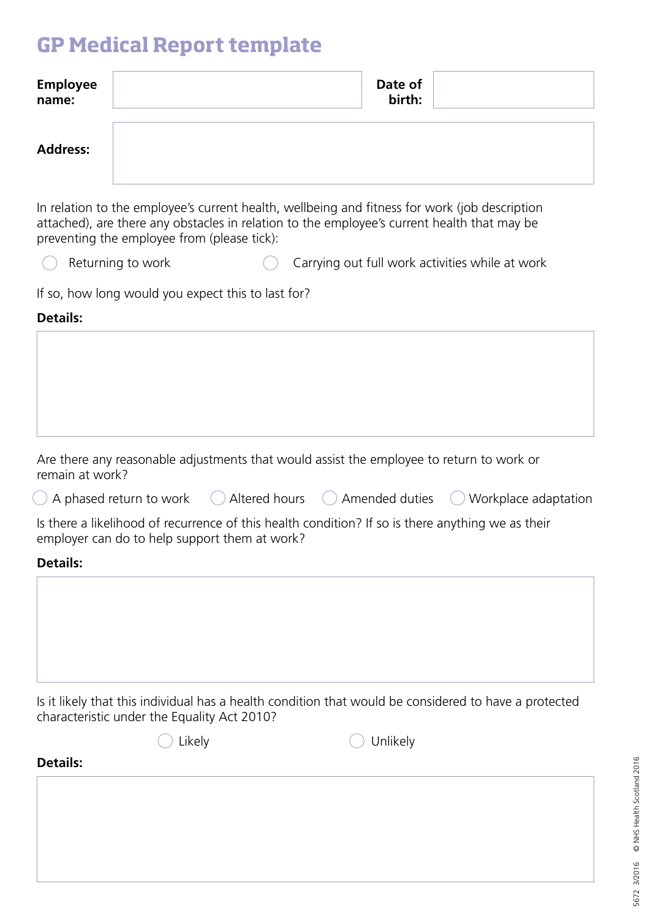# GP Medical Report template

| | | | |
|---|---|---|---|
| **Employee name:** | | **Date of birth:** | |
| **Address:** | | | |

In relation to the employee's current health, wellbeing and fitness for work (job description attached), are there any obstacles in relation to the employee's current health that may be preventing the employee from (please tick):

- ◯ Returning to work
- ◯ Carrying out full work activities while at work

If so, how long would you expect this to last for?

**Details:**

Are there any reasonable adjustments that would assist the employee to return to work or remain at work?

- ◯ A phased return to work
- ◯ Altered hours
- ◯ Amended duties
- ◯ Workplace adaptation

Is there a likelihood of recurrence of this health condition? If so is there anything we as their employer can do to help support them at work?

**Details:**

Is it likely that this individual has a health condition that would be considered to have a protected characteristic under the Equality Act 2010?

- ◯ Likely
- ◯ Unlikely

**Details:**

5672 3/2016 © NHS Health Scotland 2016